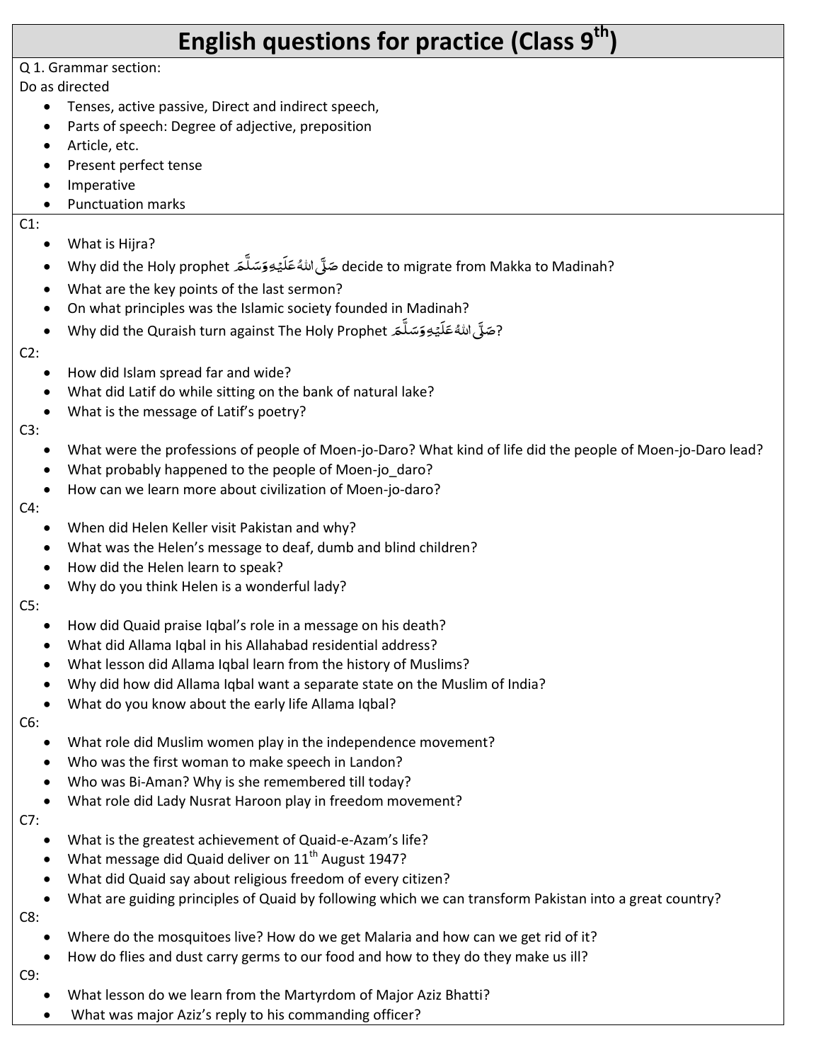# English questions for practice (Class 9th)

Q 1. Grammar section:

Do as directed

- Tenses, active passive, Direct and indirect speech,
- Parts of speech: Degree of adjective, preposition
- Article, etc.
- Present perfect tense
- Imperative
- Punctuation marks

C1:

- What is Hijra?
- Why did the Holy prophet صَلَّى اللهُ عَلَيْهِ وَسَلَّمَ decide to migrate from Makka to Madinah?
- What are the key points of the last sermon?
- On what principles was the Islamic society founded in Madinah?
- Why did the Quraish turn against The Holy Prophet صَلَّى اللهُ عَلَيْهِ وَسَلَّمَ?

C2:

- How did Islam spread far and wide?
- What did Latif do while sitting on the bank of natural lake?
- What is the message of Latif's poetry?

C3:

- What were the professions of people of Moen-jo-Daro? What kind of life did the people of Moen-jo-Daro lead?
- What probably happened to the people of Moen-jo_daro?
- How can we learn more about civilization of Moen-jo-daro?

C4:

- When did Helen Keller visit Pakistan and why?
- What was the Helen's message to deaf, dumb and blind children?
- How did the Helen learn to speak?
- Why do you think Helen is a wonderful lady?

C5:

- How did Quaid praise Iqbal's role in a message on his death?
- What did Allama Iqbal in his Allahabad residential address?
- What lesson did Allama Iqbal learn from the history of Muslims?
- Why did how did Allama Iqbal want a separate state on the Muslim of India?
- What do you know about the early life Allama Iqbal?

C6:

- What role did Muslim women play in the independence movement?
- Who was the first woman to make speech in Landon?
- Who was Bi-Aman? Why is she remembered till today?
- What role did Lady Nusrat Haroon play in freedom movement?

C7:

- What is the greatest achievement of Quaid-e-Azam's life?
- What message did Quaid deliver on 11th August 1947?
- What did Quaid say about religious freedom of every citizen?
- What are guiding principles of Quaid by following which we can transform Pakistan into a great country?

C8:

- Where do the mosquitoes live? How do we get Malaria and how can we get rid of it?
- How do flies and dust carry germs to our food and how to they do they make us ill?

C9:

- What lesson do we learn from the Martyrdom of Major Aziz Bhatti?
- What was major Aziz's reply to his commanding officer?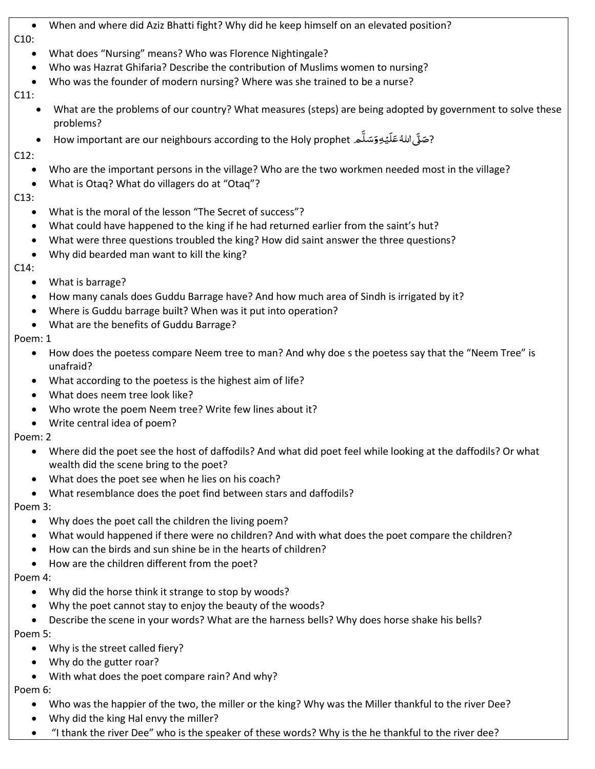- When and where did Aziz Bhatti fight? Why did he keep himself on an elevated position?

C10:

- What does "Nursing" means? Who was Florence Nightingale?
- Who was Hazrat Ghifaria? Describe the contribution of Muslims women to nursing?
- Who was the founder of modern nursing? Where was she trained to be a nurse?

C11:

- What are the problems of our country? What measures (steps) are being adopted by government to solve these problems?
- How important are our neighbours according to the Holy prophet صَلَّى اللهُ عَلَيْهِ وَسَلَّم?

C12:

- Who are the important persons in the village? Who are the two workmen needed most in the village?
- What is Otaq? What do villagers do at "Otaq"?

C13:

- What is the moral of the lesson "The Secret of success"?
- What could have happened to the king if he had returned earlier from the saint's hut?
- What were three questions troubled the king? How did saint answer the three questions?
- Why did bearded man want to kill the king?

C14:

- What is barrage?
- How many canals does Guddu Barrage have? And how much area of Sindh is irrigated by it?
- Where is Guddu barrage built? When was it put into operation?
- What are the benefits of Guddu Barrage?

Poem: 1

- How does the poetess compare Neem tree to man? And why doe s the poetess say that the "Neem Tree" is unafraid?
- What according to the poetess is the highest aim of life?
- What does neem tree look like?
- Who wrote the poem Neem tree? Write few lines about it?
- Write central idea of poem?

Poem: 2

- Where did the poet see the host of daffodils? And what did poet feel while looking at the daffodils? Or what wealth did the scene bring to the poet?
- What does the poet see when he lies on his coach?
- What resemblance does the poet find between stars and daffodils?

Poem 3:

- Why does the poet call the children the living poem?
- What would happened if there were no children? And with what does the poet compare the children?
- How can the birds and sun shine be in the hearts of children?
- How are the children different from the poet?

Poem 4:

- Why did the horse think it strange to stop by woods?
- Why the poet cannot stay to enjoy the beauty of the woods?
- Describe the scene in your words? What are the harness bells? Why does horse shake his bells?

Poem 5:

- Why is the street called fiery?
- Why do the gutter roar?
- With what does the poet compare rain? And why?

Poem 6:

- Who was the happier of the two, the miller or the king? Why was the Miller thankful to the river Dee?
- Why did the king Hal envy the miller?
- "I thank the river Dee" who is the speaker of these words? Why is the he thankful to the river dee?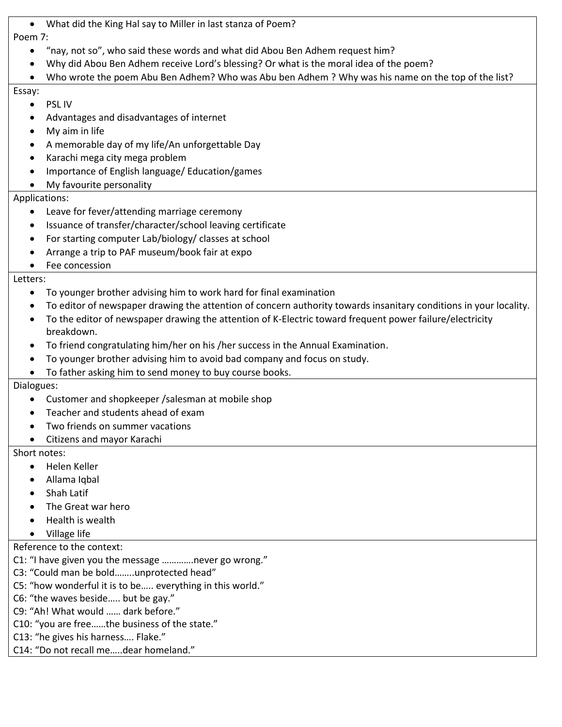- What did the King Hal say to Miller in last stanza of Poem?

Poem 7:

- “nay, not so”, who said these words and what did Abou Ben Adhem request him?
- Why did Abou Ben Adhem receive Lord’s blessing? Or what is the moral idea of the poem?
- Who wrote the poem Abu Ben Adhem? Who was Abu ben Adhem ? Why was his name on the top of the list?

Essay:

- PSL IV
- Advantages and disadvantages of internet
- My aim in life
- A memorable day of my life/An unforgettable Day
- Karachi mega city mega problem
- Importance of English language/ Education/games
- My favourite personality

Applications:

- Leave for fever/attending marriage ceremony
- Issuance of transfer/character/school leaving certificate
- For starting computer Lab/biology/ classes at school
- Arrange a trip to PAF museum/book fair at expo
- Fee concession

Letters:

- To younger brother advising him to work hard for final examination
- To editor of newspaper drawing the attention of concern authority towards insanitary conditions in your locality.
- To the editor of newspaper drawing the attention of K-Electric toward frequent power failure/electricity breakdown.
- To friend congratulating him/her on his /her success in the Annual Examination.
- To younger brother advising him to avoid bad company and focus on study.
- To father asking him to send money to buy course books.

Dialogues:

- Customer and shopkeeper /salesman at mobile shop
- Teacher and students ahead of exam
- Two friends on summer vacations
- Citizens and mayor Karachi

Short notes:

- Helen Keller
- Allama Iqbal
- Shah Latif
- The Great war hero
- Health is wealth
- Village life

Reference to the context:

C1: “I have given you the message ………….never go wrong.”
C3: “Could man be bold……..unprotected head”
C5: “how wonderful it is to be….. everything in this world.”
C6: “the waves beside….. but be gay.”
C9: “Ah! What would …… dark before.”
C10: “you are free……the business of the state.”
C13: “he gives his harness…. Flake.”
C14: “Do not recall me…..dear homeland.”